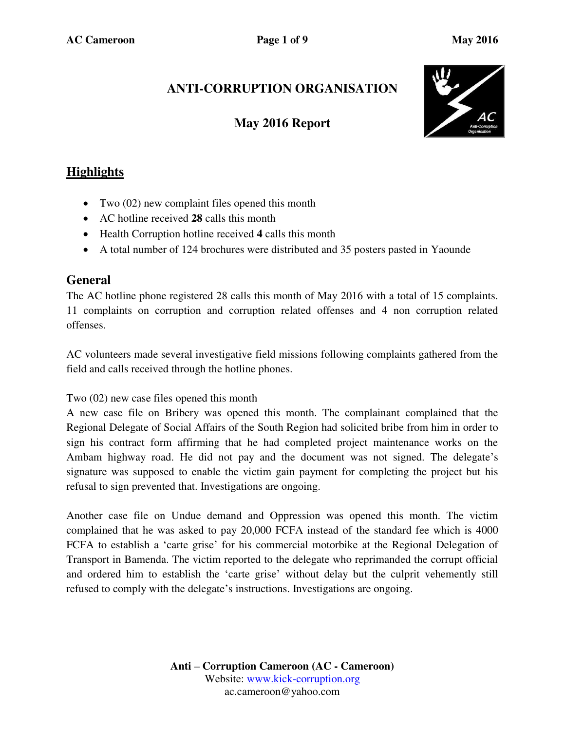# ANTI-CORRUPTION ORGANISATION

## May 2016 Report

## Highlights

- Two (02) new complaint files opened this month
- AC hotline received **28** calls this month
- Health Corruption hotline received **4** calls this month
- A total number of 124 brochures were distributed and 35 posters pasted in Yaounde

## General

The AC hotline phone registered 28 calls this month of May 2016 with a total of 15 complaints. 11 complaints on corruption and corruption related offenses and 4 non corruption related offenses.

AC volunteers made several investigative field missions following complaints gathered from the field and calls received through the hotline phones.

Two (02) new case files opened this month

A new case file on Bribery was opened this month. The complainant complained that the Regional Delegate of Social Affairs of the South Region had solicited bribe from him in order to sign his contract form affirming that he had completed project maintenance works on the Ambam highway road. He did not pay and the document was not signed. The delegate's signature was supposed to enable the victim gain payment for completing the project but his refusal to sign prevented that. Investigations are ongoing.

Another case file on Undue demand and Oppression was opened this month. The victim complained that he was asked to pay 20,000 FCFA instead of the standard fee which is 4000 FCFA to establish a 'carte grise' for his commercial motorbike at the Regional Delegation of Transport in Bamenda. The victim reported to the delegate who reprimanded the corrupt official and ordered him to establish the 'carte grise' without delay but the culprit vehemently still refused to comply with the delegate's instructions. Investigations are ongoing.

**Anti – Corruption Cameroon (AC - Cameroon)**
Website: www.kick-corruption.org
ac.cameroon@yahoo.com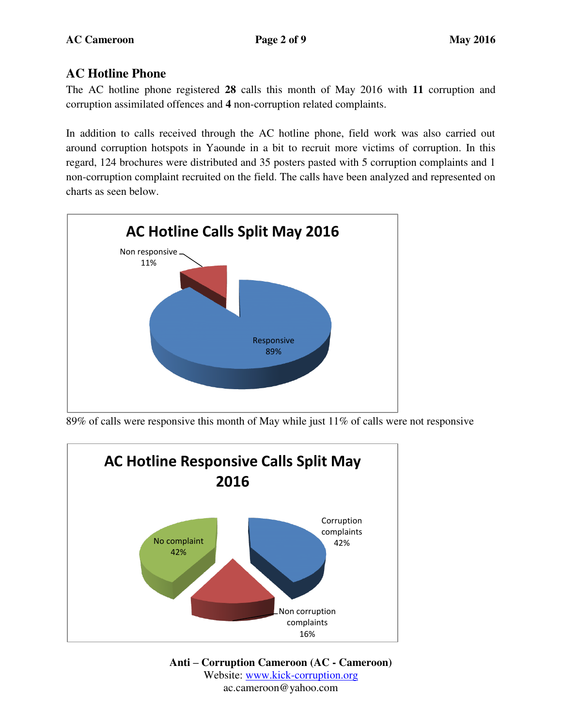## AC Hotline Phone

The AC hotline phone registered **28** calls this month of May 2016 with **11** corruption and corruption assimilated offences and **4** non-corruption related complaints.

In addition to calls received through the AC hotline phone, field work was also carried out around corruption hotspots in Yaounde in a bit to recruit more victims of corruption. In this regard, 124 brochures were distributed and 35 posters pasted with 5 corruption complaints and 1 non-corruption complaint recruited on the field. The calls have been analyzed and represented on charts as seen below.

**AC Hotline Calls Split May 2016**

Non responsive 11%

Responsive 89%

89% of calls were responsive this month of May while just 11% of calls were not responsive

**AC Hotline Responsive Calls Split May 2016**

No complaint 42%

Corruption complaints 42%

Non corruption complaints 16%

**Anti – Corruption Cameroon (AC - Cameroon)**
Website: www.kick-corruption.org
ac.cameroon@yahoo.com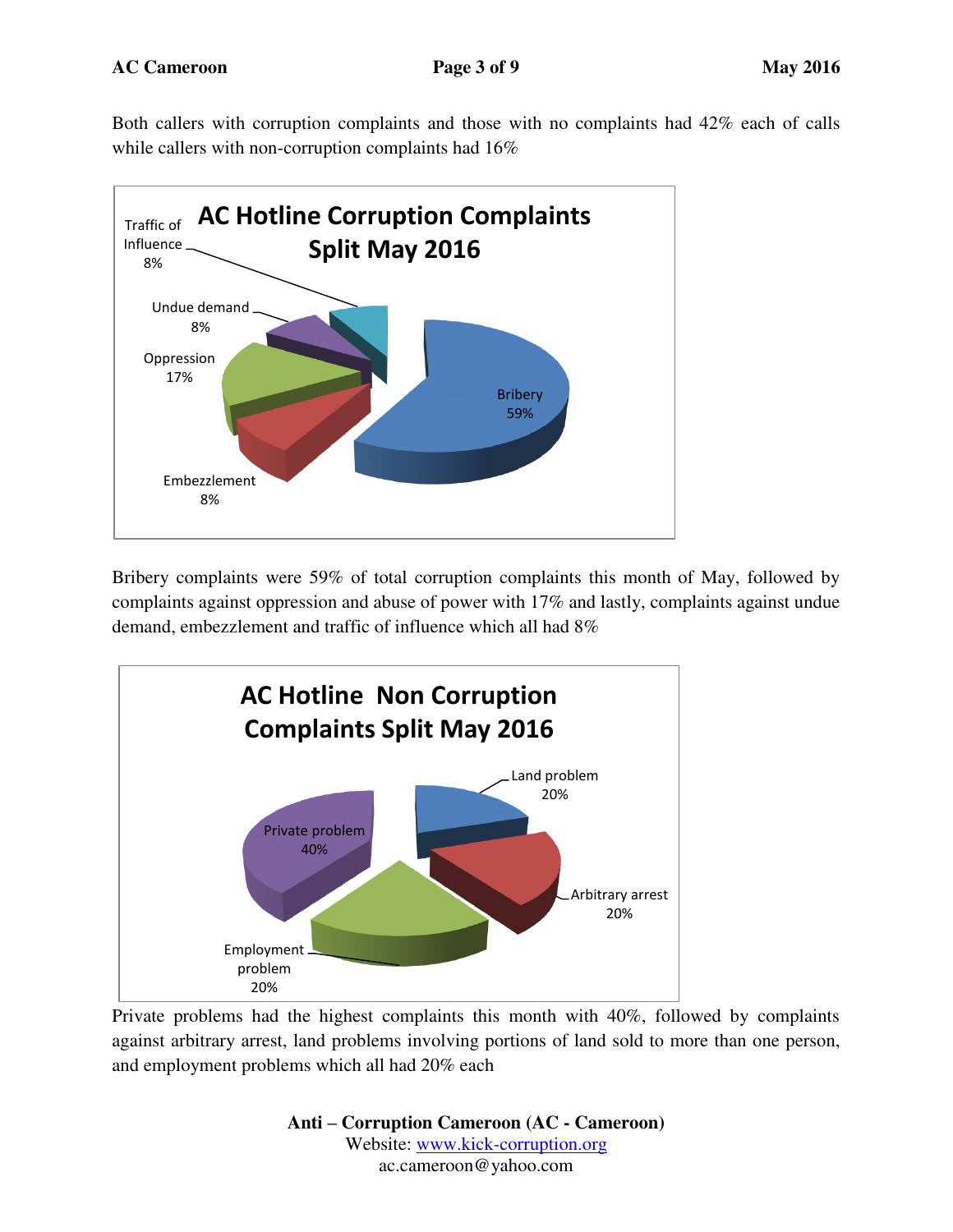Both callers with corruption complaints and those with no complaints had 42% each of calls while callers with non-corruption complaints had 16%

**AC Hotline Corruption Complaints Split May 2016**

Traffic of Influence 8%
Undue demand 8%
Oppression 17%
Embezzlement 8%
Bribery 59%

Bribery complaints were 59% of total corruption complaints this month of May, followed by complaints against oppression and abuse of power with 17% and lastly, complaints against undue demand, embezzlement and traffic of influence which all had 8%

**AC Hotline Non Corruption Complaints Split May 2016**

Land problem 20%
Arbitrary arrest 20%
Employment problem 20%
Private problem 40%

Private problems had the highest complaints this month with 40%, followed by complaints against arbitrary arrest, land problems involving portions of land sold to more than one person, and employment problems which all had 20% each

**Anti – Corruption Cameroon (AC - Cameroon)**
Website: www.kick-corruption.org
ac.cameroon@yahoo.com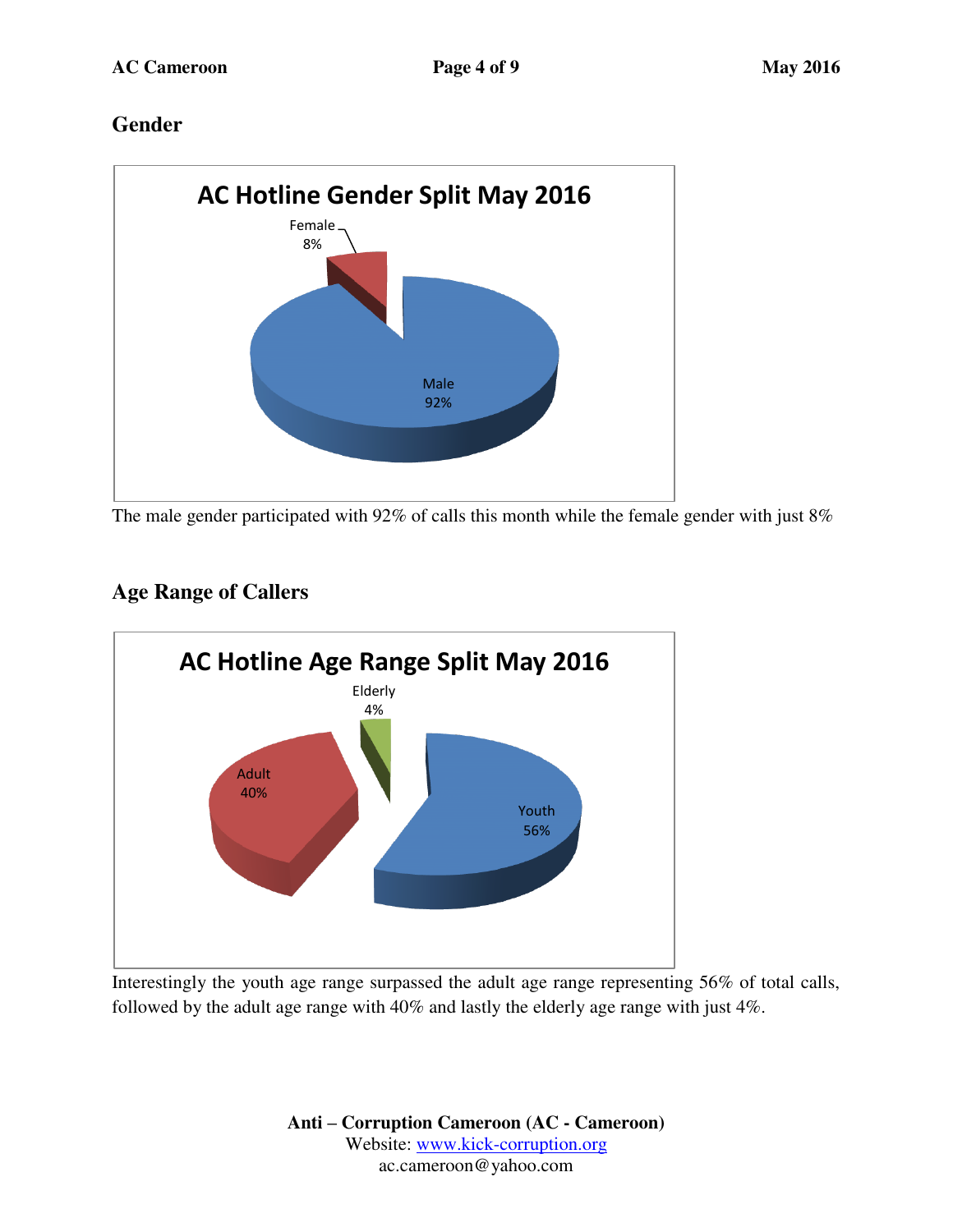## Gender

**AC Hotline Gender Split May 2016**

Female 8%

Male 92%

The male gender participated with 92% of calls this month while the female gender with just 8%

## Age Range of Callers

**AC Hotline Age Range Split May 2016**

Elderly 4%

Adult 40%

Youth 56%

Interestingly the youth age range surpassed the adult age range representing 56% of total calls, followed by the adult age range with 40% and lastly the elderly age range with just 4%.

**Anti – Corruption Cameroon (AC - Cameroon)**
Website: www.kick-corruption.org
ac.cameroon@yahoo.com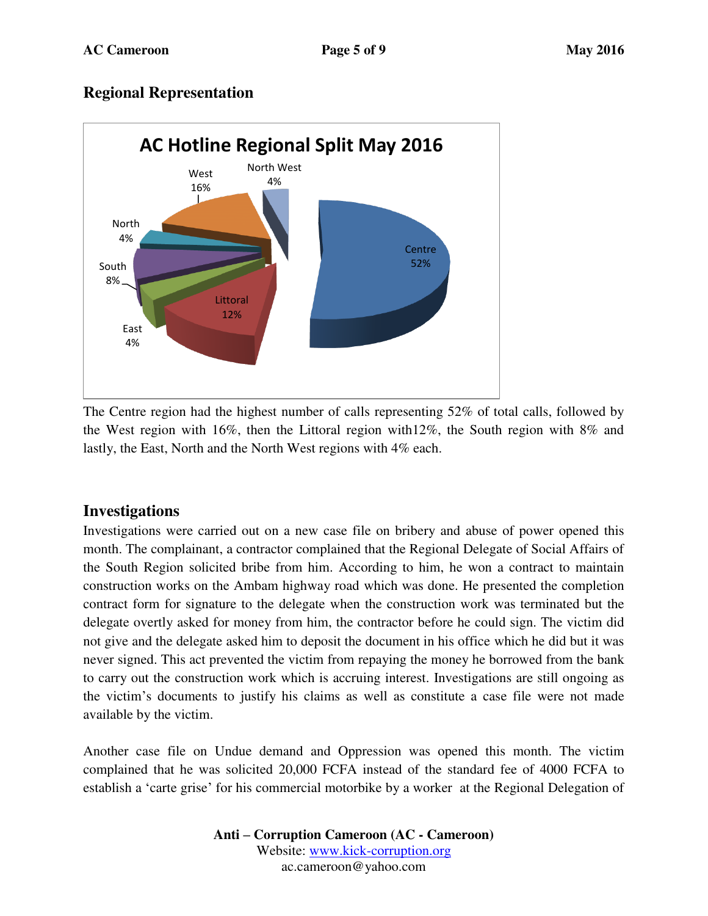## Regional Representation

**AC Hotline Regional Split May 2016**

| Region | Share |
|---|---|
| Centre | 52% |
| West | 16% |
| Littoral | 12% |
| South | 8% |
| North West | 4% |
| North | 4% |
| East | 4% |

The Centre region had the highest number of calls representing 52% of total calls, followed by the West region with 16%, then the Littoral region with12%, the South region with 8% and lastly, the East, North and the North West regions with 4% each.

## Investigations

Investigations were carried out on a new case file on bribery and abuse of power opened this month. The complainant, a contractor complained that the Regional Delegate of Social Affairs of the South Region solicited bribe from him. According to him, he won a contract to maintain construction works on the Ambam highway road which was done. He presented the completion contract form for signature to the delegate when the construction work was terminated but the delegate overtly asked for money from him, the contractor before he could sign. The victim did not give and the delegate asked him to deposit the document in his office which he did but it was never signed. This act prevented the victim from repaying the money he borrowed from the bank to carry out the construction work which is accruing interest. Investigations are still ongoing as the victim's documents to justify his claims as well as constitute a case file were not made available by the victim.

Another case file on Undue demand and Oppression was opened this month. The victim complained that he was solicited 20,000 FCFA instead of the standard fee of 4000 FCFA to establish a 'carte grise' for his commercial motorbike by a worker at the Regional Delegation of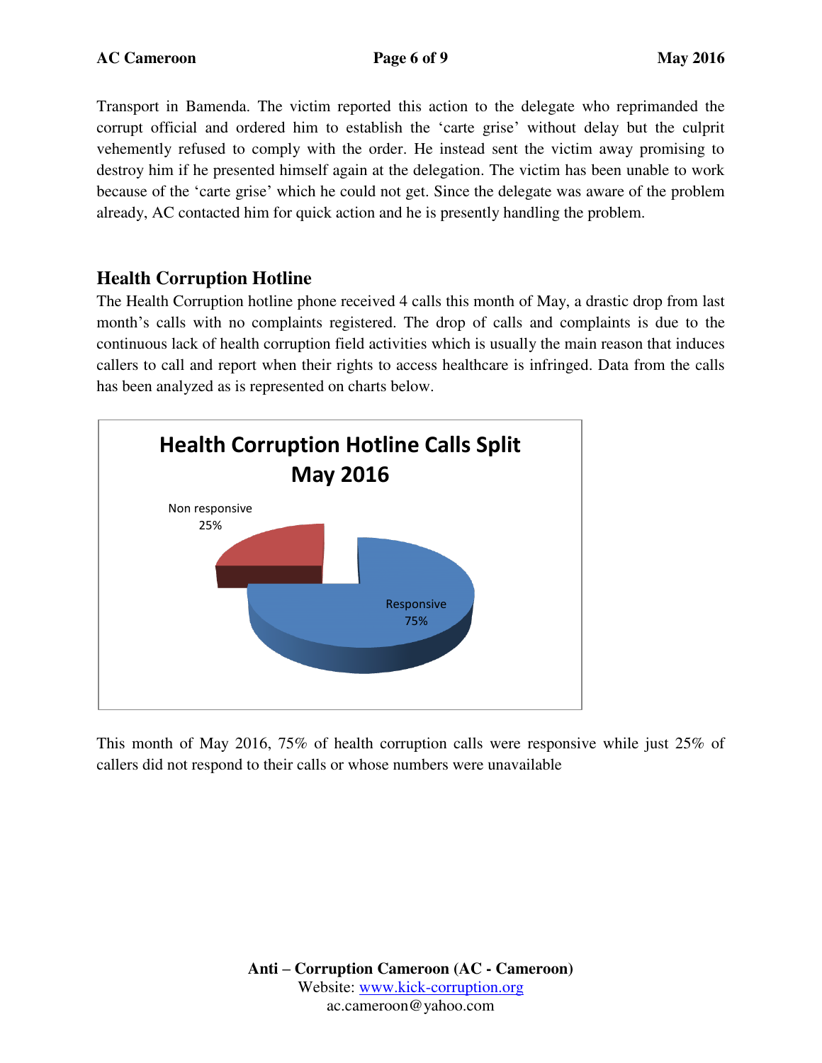Transport in Bamenda. The victim reported this action to the delegate who reprimanded the corrupt official and ordered him to establish the 'carte grise' without delay but the culprit vehemently refused to comply with the order. He instead sent the victim away promising to destroy him if he presented himself again at the delegation. The victim has been unable to work because of the 'carte grise' which he could not get. Since the delegate was aware of the problem already, AC contacted him for quick action and he is presently handling the problem.

## Health Corruption Hotline

The Health Corruption hotline phone received 4 calls this month of May, a drastic drop from last month's calls with no complaints registered. The drop of calls and complaints is due to the continuous lack of health corruption field activities which is usually the main reason that induces callers to call and report when their rights to access healthcare is infringed. Data from the calls has been analyzed as is represented on charts below.

**Health Corruption Hotline Calls Split May 2016**

| Category | Percentage |
| --- | --- |
| Non responsive | 25% |
| Responsive | 75% |

This month of May 2016, 75% of health corruption calls were responsive while just 25% of callers did not respond to their calls or whose numbers were unavailable

**Anti – Corruption Cameroon (AC - Cameroon)**
Website: www.kick-corruption.org
ac.cameroon@yahoo.com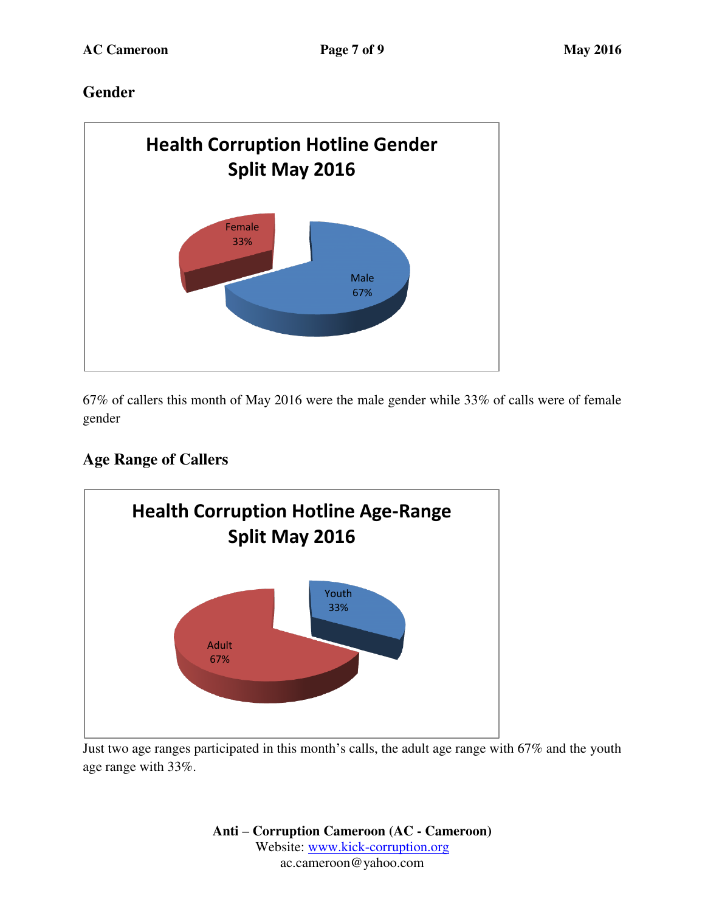## Gender

**Health Corruption Hotline Gender Split May 2016**

Female 33%

Male 67%

67% of callers this month of May 2016 were the male gender while 33% of calls were of female gender

## Age Range of Callers

**Health Corruption Hotline Age-Range Split May 2016**

Youth 33%

Adult 67%

Just two age ranges participated in this month's calls, the adult age range with 67% and the youth age range with 33%.

**Anti – Corruption Cameroon (AC - Cameroon)**
Website: www.kick-corruption.org
ac.cameroon@yahoo.com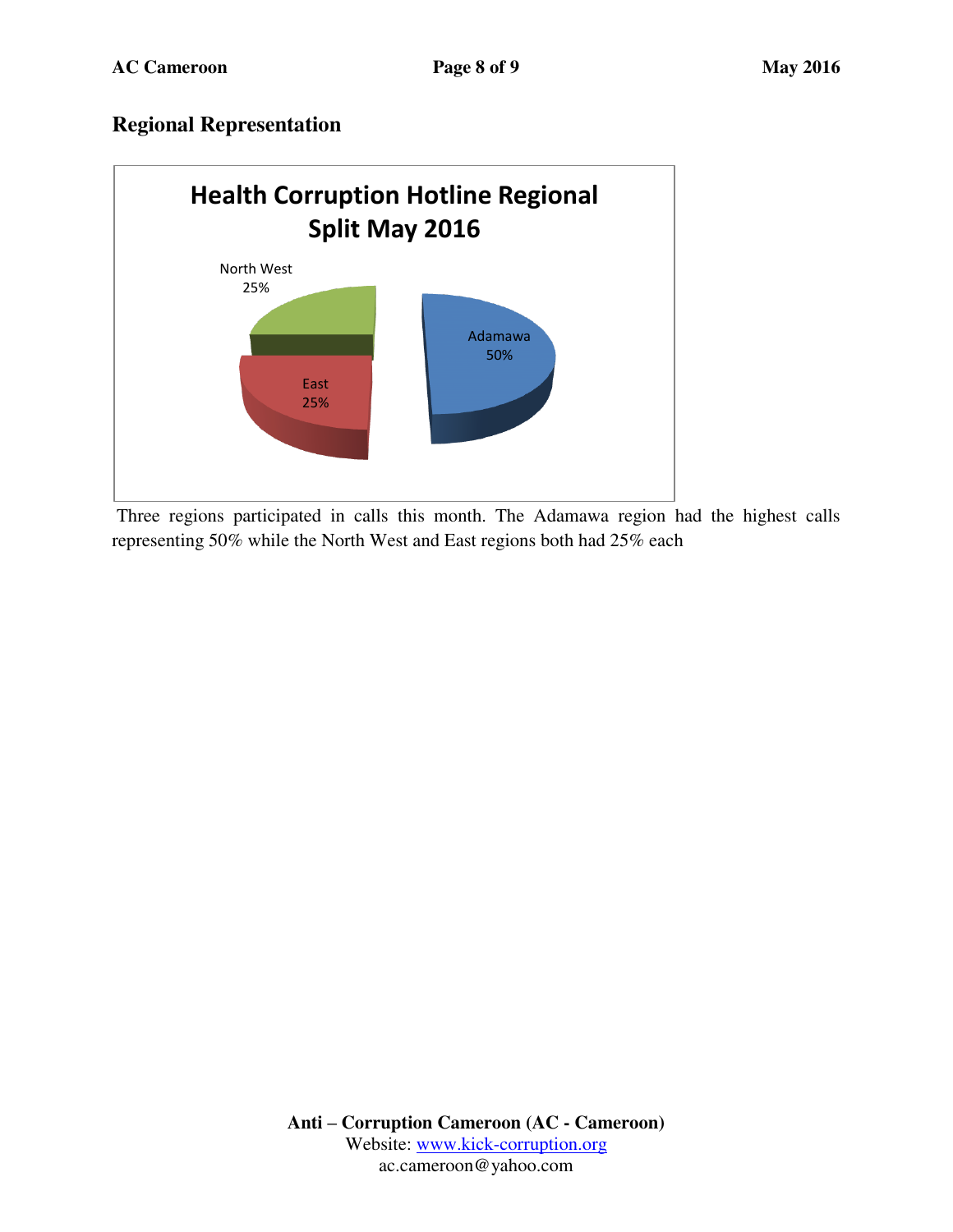## Regional Representation

**Health Corruption Hotline Regional Split May 2016**

| Region | Share |
|---|---|
| Adamawa | 50% |
| East | 25% |
| North West | 25% |

Three regions participated in calls this month. The Adamawa region had the highest calls representing 50% while the North West and East regions both had 25% each

**Anti – Corruption Cameroon (AC - Cameroon)**
Website: www.kick-corruption.org
ac.cameroon@yahoo.com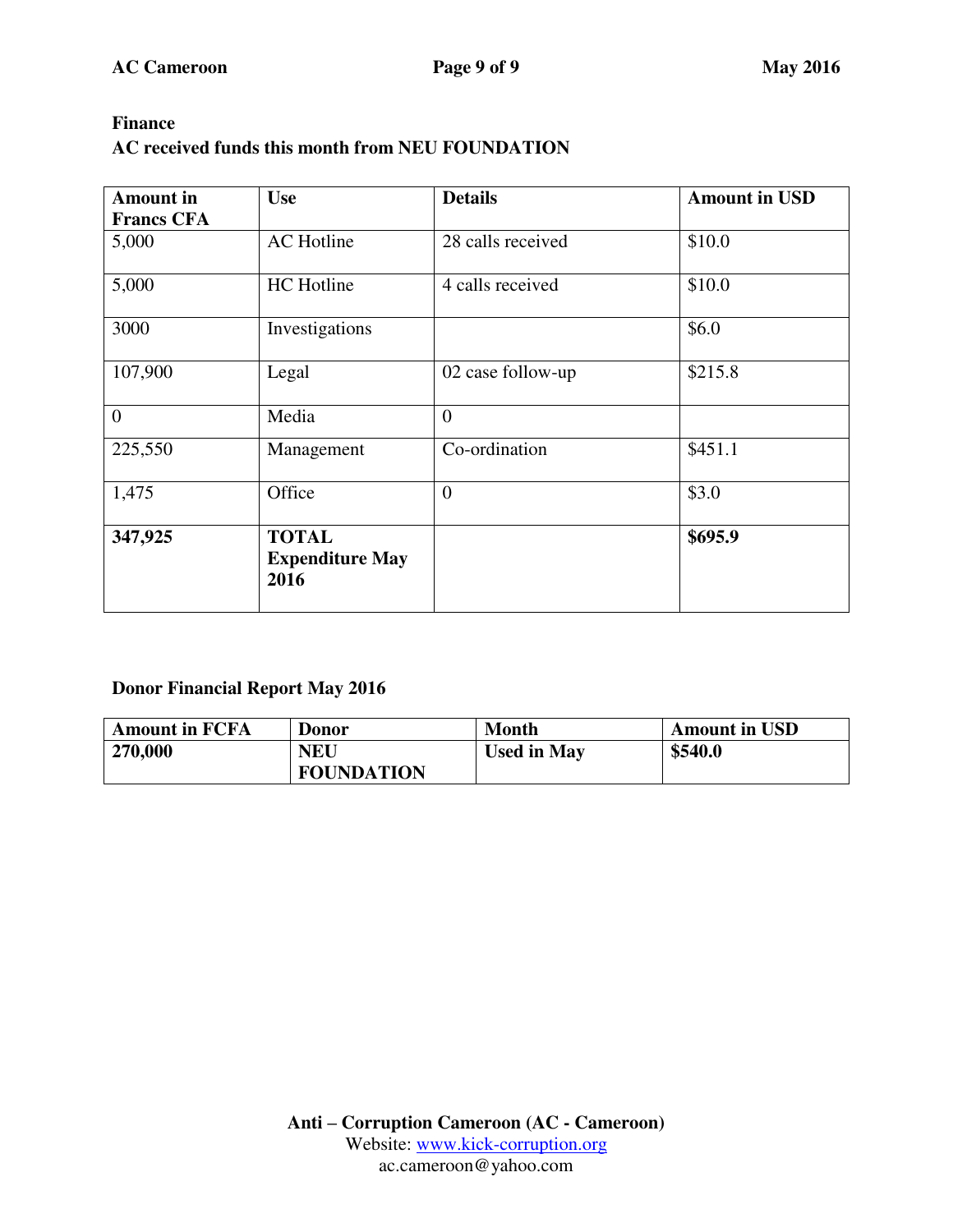**Finance**

**AC received funds this month from NEU FOUNDATION**

| Amount in Francs CFA | Use | Details | Amount in USD |
|---|---|---|---|
| 5,000 | AC Hotline | 28 calls received | $10.0 |
| 5,000 | HC Hotline | 4 calls received | $10.0 |
| 3000 | Investigations | | $6.0 |
| 107,900 | Legal | 02 case follow-up | $215.8 |
| 0 | Media | 0 | |
| 225,550 | Management | Co-ordination | $451.1 |
| 1,475 | Office | 0 | $3.0 |
| **347,925** | **TOTAL Expenditure May 2016** | | **$695.9** |

**Donor Financial Report May 2016**

| Amount in FCFA | Donor | Month | Amount in USD |
|---|---|---|---|
| **270,000** | **NEU FOUNDATION** | **Used in May** | **$540.0** |

**Anti – Corruption Cameroon (AC - Cameroon)**
Website: www.kick-corruption.org
ac.cameroon@yahoo.com